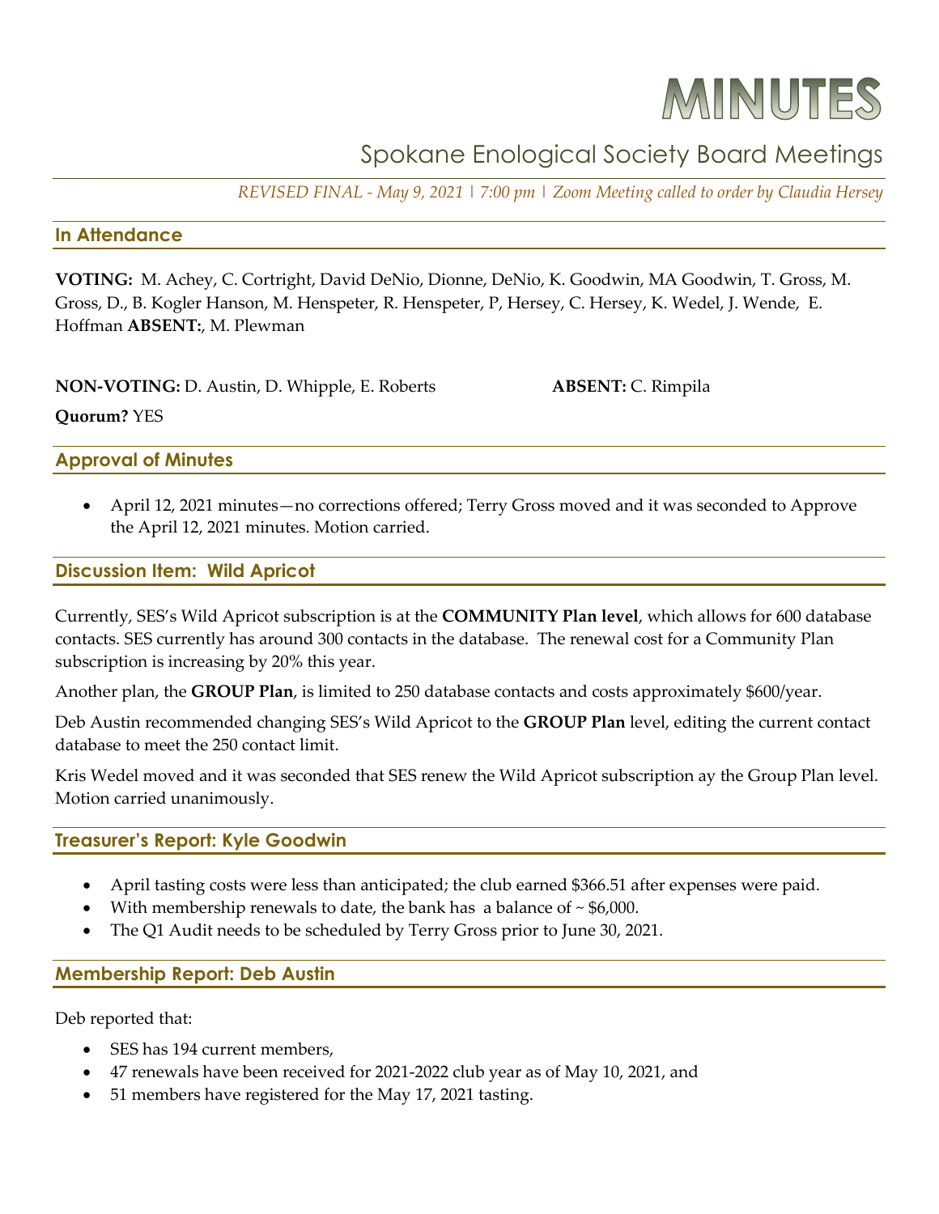# MINUTES

## Spokane Enological Society Board Meetings

*REVISED FINAL - May 9, 2021 | 7:00 pm | Zoom Meeting called to order by Claudia Hersey*

### In Attendance

**VOTING:** M. Achey, C. Cortright, David DeNio, Dionne, DeNio, K. Goodwin, MA Goodwin, T. Gross, M. Gross, D., B. Kogler Hanson, M. Henspeter, R. Henspeter, P, Hersey, C. Hersey, K. Wedel, J. Wende, E. Hoffman **ABSENT:**, M. Plewman

**NON-VOTING:** D. Austin, D. Whipple, E. Roberts **ABSENT:** C. Rimpila

**Quorum?** YES

### Approval of Minutes

- April 12, 2021 minutes—no corrections offered; Terry Gross moved and it was seconded to Approve the April 12, 2021 minutes. Motion carried.

### Discussion Item: Wild Apricot

Currently, SES's Wild Apricot subscription is at the **COMMUNITY Plan level**, which allows for 600 database contacts. SES currently has around 300 contacts in the database. The renewal cost for a Community Plan subscription is increasing by 20% this year.

Another plan, the **GROUP Plan**, is limited to 250 database contacts and costs approximately $600/year.

Deb Austin recommended changing SES's Wild Apricot to the **GROUP Plan** level, editing the current contact database to meet the 250 contact limit.

Kris Wedel moved and it was seconded that SES renew the Wild Apricot subscription ay the Group Plan level. Motion carried unanimously.

### Treasurer's Report: Kyle Goodwin

- April tasting costs were less than anticipated; the club earned $366.51 after expenses were paid.
- With membership renewals to date, the bank has a balance of ~ $6,000.
- The Q1 Audit needs to be scheduled by Terry Gross prior to June 30, 2021.

### Membership Report: Deb Austin

Deb reported that:

- SES has 194 current members,
- 47 renewals have been received for 2021-2022 club year as of May 10, 2021, and
- 51 members have registered for the May 17, 2021 tasting.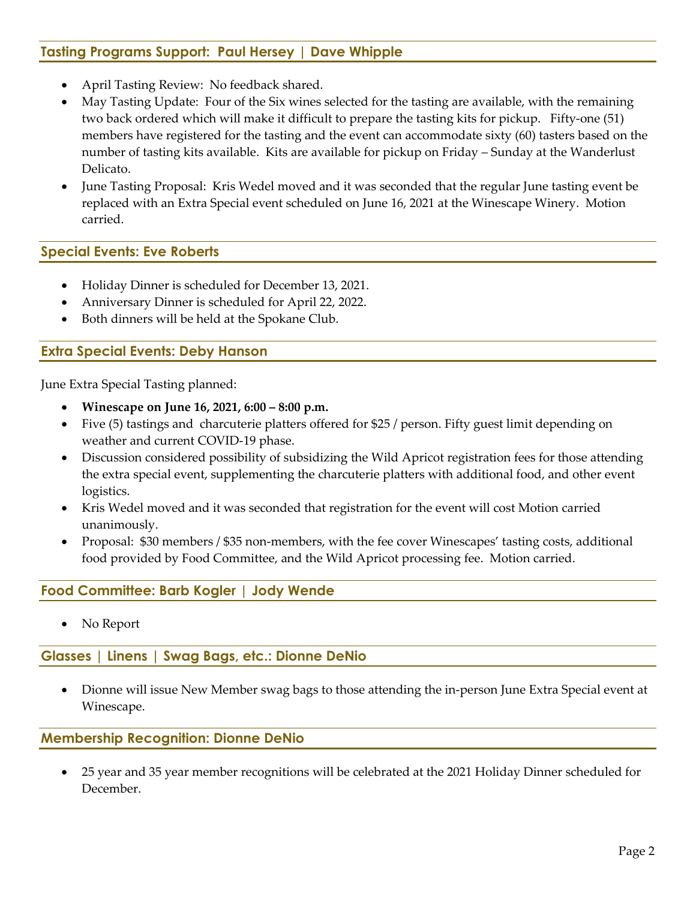## Tasting Programs Support: Paul Hersey | Dave Whipple

- April Tasting Review: No feedback shared.
- May Tasting Update: Four of the Six wines selected for the tasting are available, with the remaining two back ordered which will make it difficult to prepare the tasting kits for pickup. Fifty-one (51) members have registered for the tasting and the event can accommodate sixty (60) tasters based on the number of tasting kits available. Kits are available for pickup on Friday – Sunday at the Wanderlust Delicato.
- June Tasting Proposal: Kris Wedel moved and it was seconded that the regular June tasting event be replaced with an Extra Special event scheduled on June 16, 2021 at the Winescape Winery. Motion carried.

## Special Events: Eve Roberts

- Holiday Dinner is scheduled for December 13, 2021.
- Anniversary Dinner is scheduled for April 22, 2022.
- Both dinners will be held at the Spokane Club.

## Extra Special Events: Deby Hanson

June Extra Special Tasting planned:

- **Winescape on June 16, 2021, 6:00 – 8:00 p.m.**
- Five (5) tastings and charcuterie platters offered for $25 / person. Fifty guest limit depending on weather and current COVID-19 phase.
- Discussion considered possibility of subsidizing the Wild Apricot registration fees for those attending the extra special event, supplementing the charcuterie platters with additional food, and other event logistics.
- Kris Wedel moved and it was seconded that registration for the event will cost Motion carried unanimously.
- Proposal: $30 members / $35 non-members, with the fee cover Winescapes' tasting costs, additional food provided by Food Committee, and the Wild Apricot processing fee. Motion carried.

## Food Committee: Barb Kogler | Jody Wende

- No Report

## Glasses | Linens | Swag Bags, etc.: Dionne DeNio

- Dionne will issue New Member swag bags to those attending the in-person June Extra Special event at Winescape.

## Membership Recognition: Dionne DeNio

- 25 year and 35 year member recognitions will be celebrated at the 2021 Holiday Dinner scheduled for December.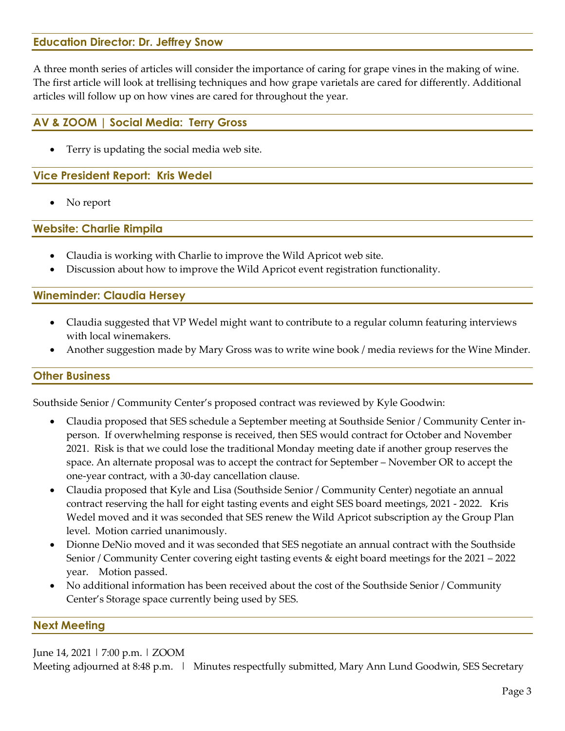## Education Director: Dr. Jeffrey Snow

A three month series of articles will consider the importance of caring for grape vines in the making of wine. The first article will look at trellising techniques and how grape varietals are cared for differently. Additional articles will follow up on how vines are cared for throughout the year.

## AV & ZOOM | Social Media: Terry Gross

- Terry is updating the social media web site.

## Vice President Report: Kris Wedel

- No report

## Website: Charlie Rimpila

- Claudia is working with Charlie to improve the Wild Apricot web site.
- Discussion about how to improve the Wild Apricot event registration functionality.

## Wineminder: Claudia Hersey

- Claudia suggested that VP Wedel might want to contribute to a regular column featuring interviews with local winemakers.
- Another suggestion made by Mary Gross was to write wine book / media reviews for the Wine Minder.

## Other Business

Southside Senior / Community Center's proposed contract was reviewed by Kyle Goodwin:

- Claudia proposed that SES schedule a September meeting at Southside Senior / Community Center in-person. If overwhelming response is received, then SES would contract for October and November 2021. Risk is that we could lose the traditional Monday meeting date if another group reserves the space. An alternate proposal was to accept the contract for September – November OR to accept the one-year contract, with a 30-day cancellation clause.
- Claudia proposed that Kyle and Lisa (Southside Senior / Community Center) negotiate an annual contract reserving the hall for eight tasting events and eight SES board meetings, 2021 - 2022. Kris Wedel moved and it was seconded that SES renew the Wild Apricot subscription ay the Group Plan level. Motion carried unanimously.
- Dionne DeNio moved and it was seconded that SES negotiate an annual contract with the Southside Senior / Community Center covering eight tasting events & eight board meetings for the 2021 – 2022 year. Motion passed.
- No additional information has been received about the cost of the Southside Senior / Community Center's Storage space currently being used by SES.

## Next Meeting

June 14, 2021 | 7:00 p.m. | ZOOM
Meeting adjourned at 8:48 p.m. | Minutes respectfully submitted, Mary Ann Lund Goodwin, SES Secretary